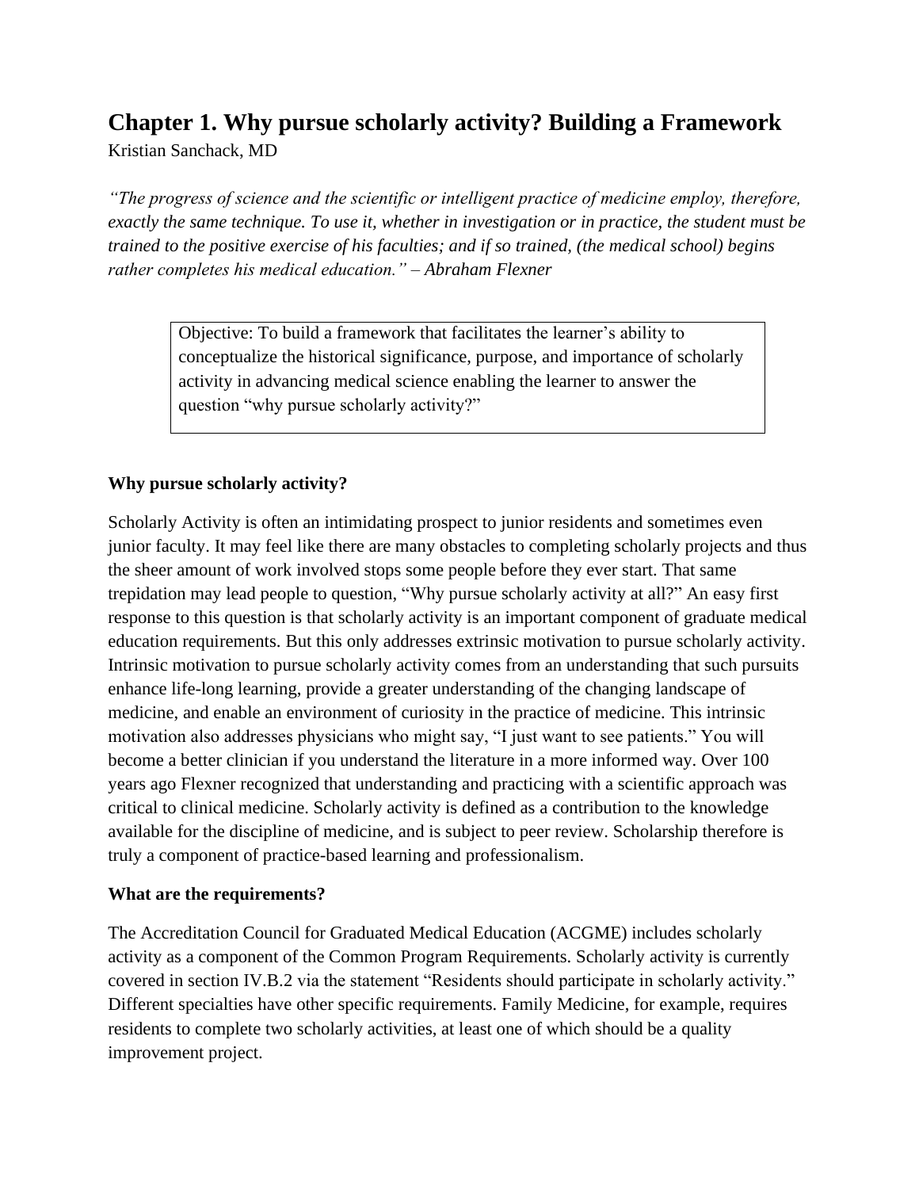# Chapter 1. Why pursue scholarly activity? Building a Framework

Kristian Sanchack, MD

*"The progress of science and the scientific or intelligent practice of medicine employ, therefore, exactly the same technique. To use it, whether in investigation or in practice, the student must be trained to the positive exercise of his faculties; and if so trained, (the medical school) begins rather completes his medical education." – Abraham Flexner*

> Objective: To build a framework that facilitates the learner's ability to conceptualize the historical significance, purpose, and importance of scholarly activity in advancing medical science enabling the learner to answer the question "why pursue scholarly activity?"

**Why pursue scholarly activity?**

Scholarly Activity is often an intimidating prospect to junior residents and sometimes even junior faculty. It may feel like there are many obstacles to completing scholarly projects and thus the sheer amount of work involved stops some people before they ever start. That same trepidation may lead people to question, "Why pursue scholarly activity at all?" An easy first response to this question is that scholarly activity is an important component of graduate medical education requirements. But this only addresses extrinsic motivation to pursue scholarly activity. Intrinsic motivation to pursue scholarly activity comes from an understanding that such pursuits enhance life-long learning, provide a greater understanding of the changing landscape of medicine, and enable an environment of curiosity in the practice of medicine. This intrinsic motivation also addresses physicians who might say, "I just want to see patients." You will become a better clinician if you understand the literature in a more informed way. Over 100 years ago Flexner recognized that understanding and practicing with a scientific approach was critical to clinical medicine. Scholarly activity is defined as a contribution to the knowledge available for the discipline of medicine, and is subject to peer review. Scholarship therefore is truly a component of practice-based learning and professionalism.

**What are the requirements?**

The Accreditation Council for Graduated Medical Education (ACGME) includes scholarly activity as a component of the Common Program Requirements. Scholarly activity is currently covered in section IV.B.2 via the statement "Residents should participate in scholarly activity." Different specialties have other specific requirements. Family Medicine, for example, requires residents to complete two scholarly activities, at least one of which should be a quality improvement project.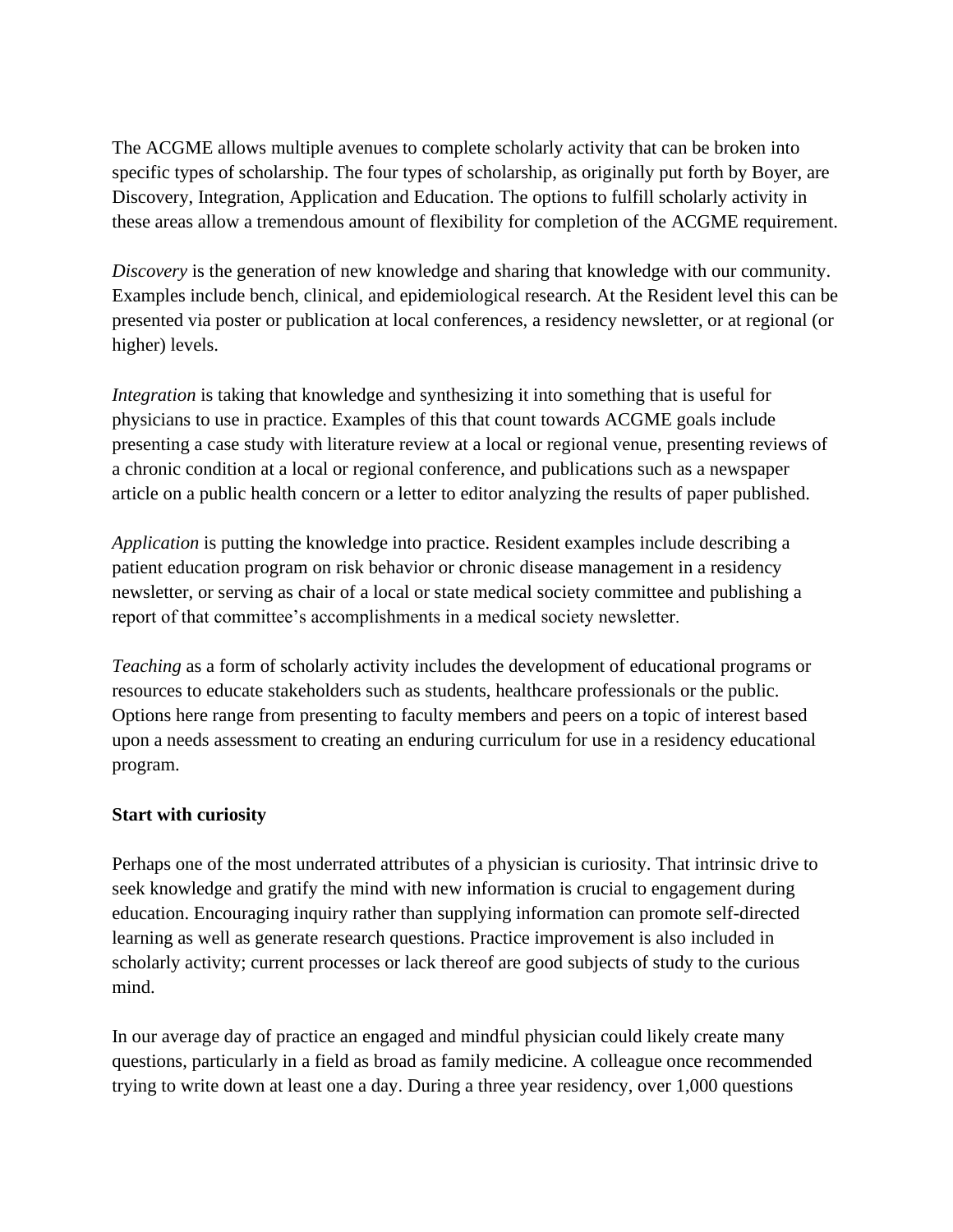The ACGME allows multiple avenues to complete scholarly activity that can be broken into specific types of scholarship. The four types of scholarship, as originally put forth by Boyer, are Discovery, Integration, Application and Education. The options to fulfill scholarly activity in these areas allow a tremendous amount of flexibility for completion of the ACGME requirement.

*Discovery* is the generation of new knowledge and sharing that knowledge with our community. Examples include bench, clinical, and epidemiological research. At the Resident level this can be presented via poster or publication at local conferences, a residency newsletter, or at regional (or higher) levels.

*Integration* is taking that knowledge and synthesizing it into something that is useful for physicians to use in practice. Examples of this that count towards ACGME goals include presenting a case study with literature review at a local or regional venue, presenting reviews of a chronic condition at a local or regional conference, and publications such as a newspaper article on a public health concern or a letter to editor analyzing the results of paper published.

*Application* is putting the knowledge into practice. Resident examples include describing a patient education program on risk behavior or chronic disease management in a residency newsletter, or serving as chair of a local or state medical society committee and publishing a report of that committee's accomplishments in a medical society newsletter.

*Teaching* as a form of scholarly activity includes the development of educational programs or resources to educate stakeholders such as students, healthcare professionals or the public. Options here range from presenting to faculty members and peers on a topic of interest based upon a needs assessment to creating an enduring curriculum for use in a residency educational program.

**Start with curiosity**

Perhaps one of the most underrated attributes of a physician is curiosity. That intrinsic drive to seek knowledge and gratify the mind with new information is crucial to engagement during education. Encouraging inquiry rather than supplying information can promote self-directed learning as well as generate research questions. Practice improvement is also included in scholarly activity; current processes or lack thereof are good subjects of study to the curious mind.

In our average day of practice an engaged and mindful physician could likely create many questions, particularly in a field as broad as family medicine. A colleague once recommended trying to write down at least one a day. During a three year residency, over 1,000 questions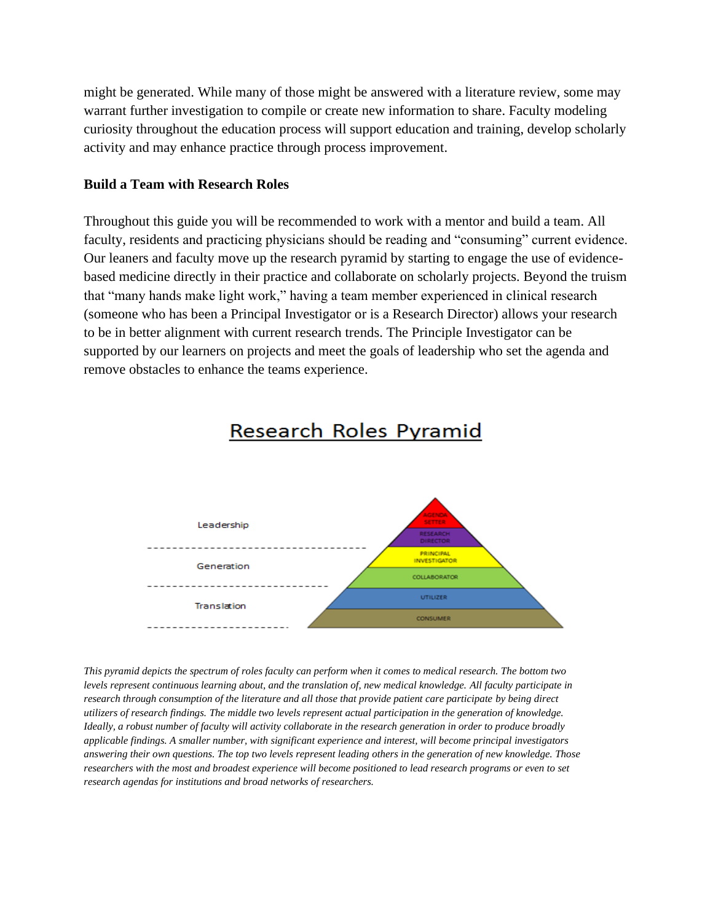might be generated. While many of those might be answered with a literature review, some may warrant further investigation to compile or create new information to share. Faculty modeling curiosity throughout the education process will support education and training, develop scholarly activity and may enhance practice through process improvement.

**Build a Team with Research Roles**

Throughout this guide you will be recommended to work with a mentor and build a team. All faculty, residents and practicing physicians should be reading and "consuming" current evidence. Our leaners and faculty move up the research pyramid by starting to engage the use of evidence-based medicine directly in their practice and collaborate on scholarly projects. Beyond the truism that "many hands make light work," having a team member experienced in clinical research (someone who has been a Principal Investigator or is a Research Director) allows your research to be in better alignment with current research trends. The Principle Investigator can be supported by our learners on projects and meet the goals of leadership who set the agenda and remove obstacles to enhance the teams experience.

## Research Roles Pyramid

| Tier | Roles |
| --- | --- |
| Leadership | AGENDA SETTER, RESEARCH DIRECTOR |
| Generation | PRINCIPAL INVESTIGATOR, COLLABORATOR |
| Translation | UTILIZER, CONSUMER |

*This pyramid depicts the spectrum of roles faculty can perform when it comes to medical research. The bottom two levels represent continuous learning about, and the translation of, new medical knowledge. All faculty participate in research through consumption of the literature and all those that provide patient care participate by being direct utilizers of research findings. The middle two levels represent actual participation in the generation of knowledge. Ideally, a robust number of faculty will activity collaborate in the research generation in order to produce broadly applicable findings. A smaller number, with significant experience and interest, will become principal investigators answering their own questions. The top two levels represent leading others in the generation of new knowledge. Those researchers with the most and broadest experience will become positioned to lead research programs or even to set research agendas for institutions and broad networks of researchers.*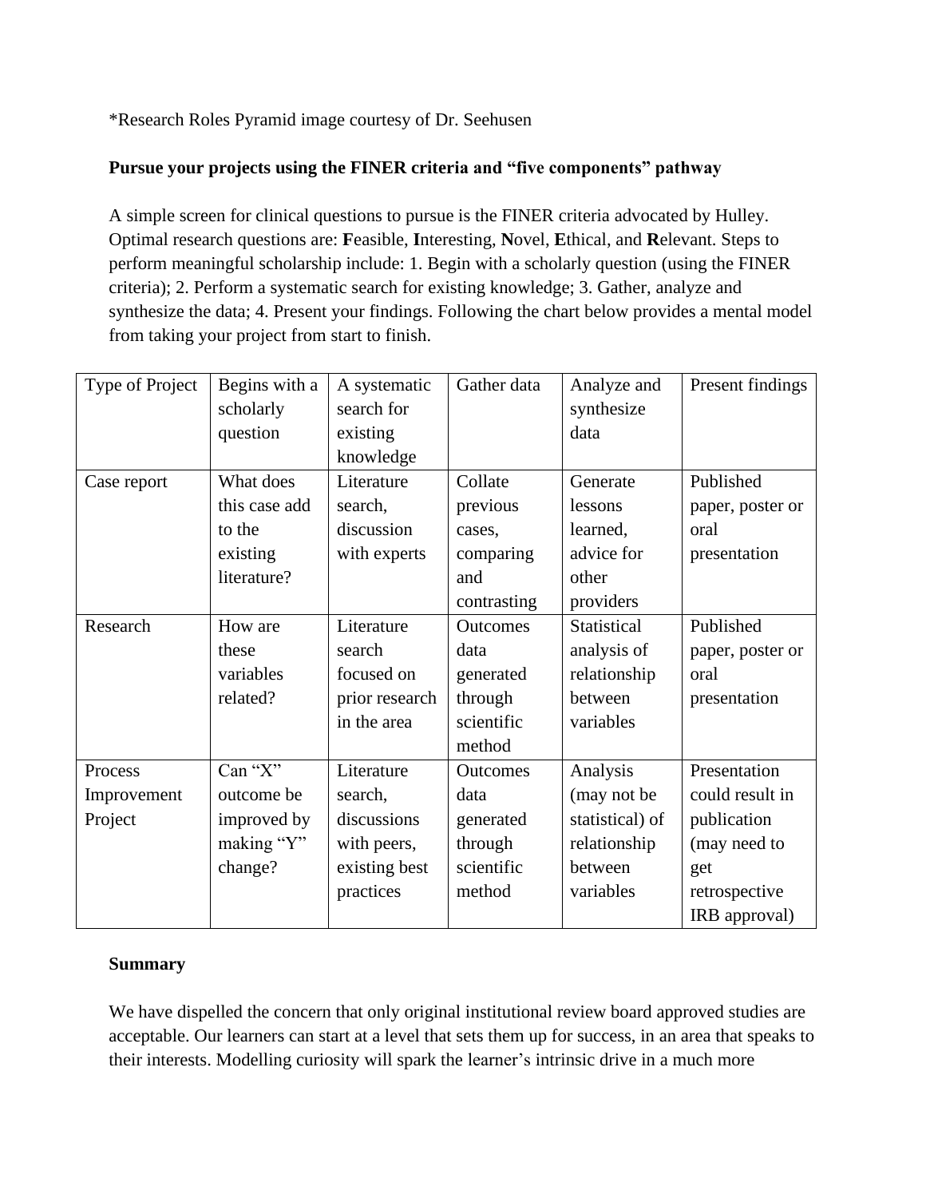*Research Roles Pyramid image courtesy of Dr. Seehusen

**Pursue your projects using the FINER criteria and "five components" pathway**

A simple screen for clinical questions to pursue is the FINER criteria advocated by Hulley. Optimal research questions are: **F**easible, **I**nteresting, **N**ovel, **E**thical, and **R**elevant. Steps to perform meaningful scholarship include: 1. Begin with a scholarly question (using the FINER criteria); 2. Perform a systematic search for existing knowledge; 3. Gather, analyze and synthesize the data; 4. Present your findings. Following the chart below provides a mental model from taking your project from start to finish.

| Type of Project | Begins with a scholarly question | A systematic search for existing knowledge | Gather data | Analyze and synthesize data | Present findings |
|---|---|---|---|---|---|
| Case report | What does this case add to the existing literature? | Literature search, discussion with experts | Collate previous cases, comparing and contrasting | Generate lessons learned, advice for other providers | Published paper, poster or oral presentation |
| Research | How are these variables related? | Literature search focused on prior research in the area | Outcomes data generated through scientific method | Statistical analysis of relationship between variables | Published paper, poster or oral presentation |
| Process Improvement Project | Can "X" outcome be improved by making "Y" change? | Literature search, discussions with peers, existing best practices | Outcomes data generated through scientific method | Analysis (may not be statistical) of relationship between variables | Presentation could result in publication (may need to get retrospective IRB approval) |

**Summary**

We have dispelled the concern that only original institutional review board approved studies are acceptable. Our learners can start at a level that sets them up for success, in an area that speaks to their interests. Modelling curiosity will spark the learner's intrinsic drive in a much more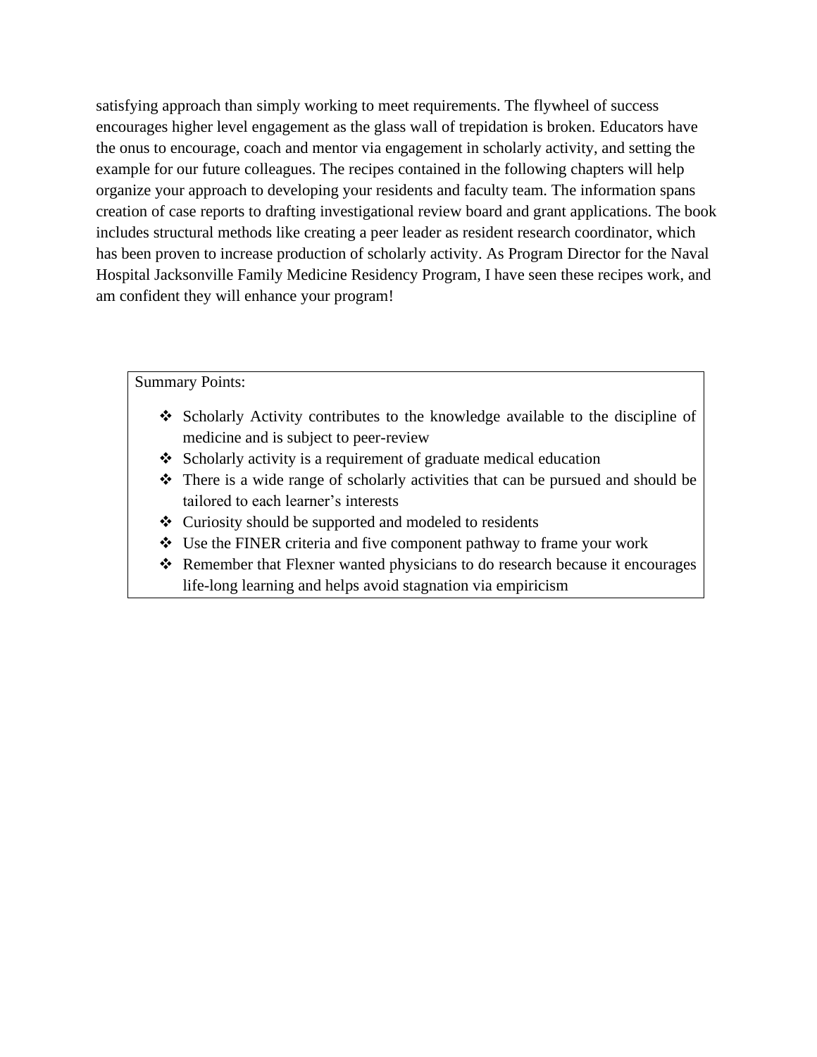satisfying approach than simply working to meet requirements. The flywheel of success encourages higher level engagement as the glass wall of trepidation is broken. Educators have the onus to encourage, coach and mentor via engagement in scholarly activity, and setting the example for our future colleagues. The recipes contained in the following chapters will help organize your approach to developing your residents and faculty team. The information spans creation of case reports to drafting investigational review board and grant applications. The book includes structural methods like creating a peer leader as resident research coordinator, which has been proven to increase production of scholarly activity. As Program Director for the Naval Hospital Jacksonville Family Medicine Residency Program, I have seen these recipes work, and am confident they will enhance your program!

Summary Points:

- Scholarly Activity contributes to the knowledge available to the discipline of medicine and is subject to peer-review
- Scholarly activity is a requirement of graduate medical education
- There is a wide range of scholarly activities that can be pursued and should be tailored to each learner's interests
- Curiosity should be supported and modeled to residents
- Use the FINER criteria and five component pathway to frame your work
- Remember that Flexner wanted physicians to do research because it encourages life-long learning and helps avoid stagnation via empiricism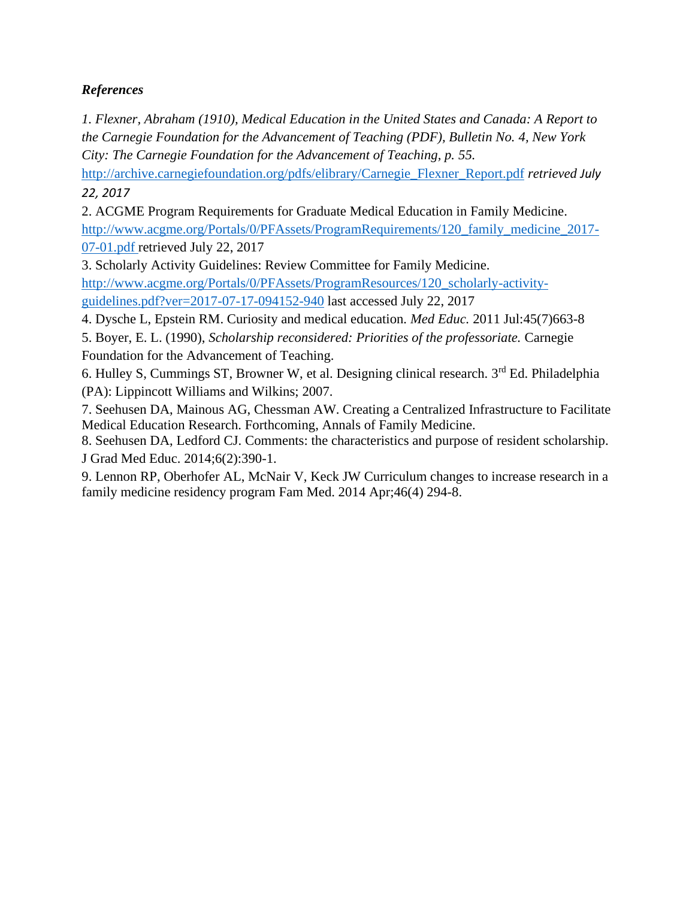***References***

*1. Flexner, Abraham (1910), Medical Education in the United States and Canada: A Report to the Carnegie Foundation for the Advancement of Teaching (PDF), Bulletin No. 4, New York City: The Carnegie Foundation for the Advancement of Teaching, p. 55.* http://archive.carnegiefoundation.org/pdfs/elibrary/Carnegie_Flexner_Report.pdf *retrieved July 22, 2017*

2. ACGME Program Requirements for Graduate Medical Education in Family Medicine. http://www.acgme.org/Portals/0/PFAssets/ProgramRequirements/120_family_medicine_2017-07-01.pdf retrieved July 22, 2017

3. Scholarly Activity Guidelines: Review Committee for Family Medicine. http://www.acgme.org/Portals/0/PFAssets/ProgramResources/120_scholarly-activity-guidelines.pdf?ver=2017-07-17-094152-940 last accessed July 22, 2017

4. Dysche L, Epstein RM. Curiosity and medical education. *Med Educ.* 2011 Jul:45(7)663-8

5. Boyer, E. L. (1990), *Scholarship reconsidered: Priorities of the professoriate.* Carnegie Foundation for the Advancement of Teaching.

6. Hulley S, Cummings ST, Browner W, et al. Designing clinical research. 3rd Ed. Philadelphia (PA): Lippincott Williams and Wilkins; 2007.

7. Seehusen DA, Mainous AG, Chessman AW. Creating a Centralized Infrastructure to Facilitate Medical Education Research. Forthcoming, Annals of Family Medicine.

8. Seehusen DA, Ledford CJ. Comments: the characteristics and purpose of resident scholarship. J Grad Med Educ. 2014;6(2):390-1.

9. Lennon RP, Oberhofer AL, McNair V, Keck JW Curriculum changes to increase research in a family medicine residency program Fam Med. 2014 Apr;46(4) 294-8.